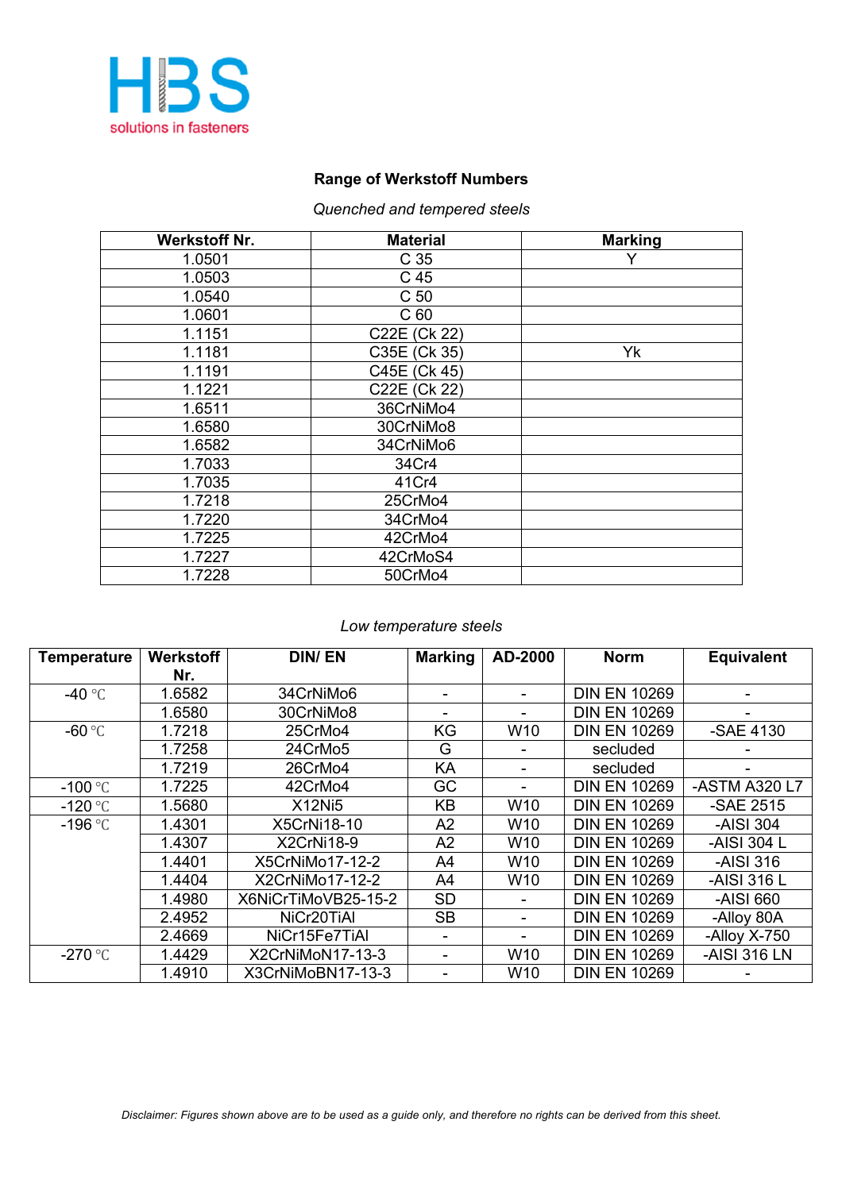HBS solutions in fasteners

# Range of Werkstoff Numbers

*Quenched and tempered steels*

| Werkstoff Nr. | Material | Marking |
|---|---|---|
| 1.0501 | C 35 | Y |
| 1.0503 | C 45 | |
| 1.0540 | C 50 | |
| 1.0601 | C 60 | |
| 1.1151 | C22E (Ck 22) | |
| 1.1181 | C35E (Ck 35) | Yk |
| 1.1191 | C45E (Ck 45) | |
| 1.1221 | C22E (Ck 22) | |
| 1.6511 | 36CrNiMo4 | |
| 1.6580 | 30CrNiMo8 | |
| 1.6582 | 34CrNiMo6 | |
| 1.7033 | 34Cr4 | |
| 1.7035 | 41Cr4 | |
| 1.7218 | 25CrMo4 | |
| 1.7220 | 34CrMo4 | |
| 1.7225 | 42CrMo4 | |
| 1.7227 | 42CrMoS4 | |
| 1.7228 | 50CrMo4 | |

*Low temperature steels*

| Temperature | Werkstoff Nr. | DIN/ EN | Marking | AD-2000 | Norm | Equivalent |
|---|---|---|---|---|---|---|
| -40 ℃ | 1.6582 | 34CrNiMo6 | - | - | DIN EN 10269 | - |
| | 1.6580 | 30CrNiMo8 | - | - | DIN EN 10269 | - |
| -60 ℃ | 1.7218 | 25CrMo4 | KG | W10 | DIN EN 10269 | -SAE 4130 |
| | 1.7258 | 24CrMo5 | G | - | secluded | - |
| | 1.7219 | 26CrMo4 | KA | - | secluded | - |
| -100 ℃ | 1.7225 | 42CrMo4 | GC | - | DIN EN 10269 | -ASTM A320 L7 |
| -120 ℃ | 1.5680 | X12Ni5 | KB | W10 | DIN EN 10269 | -SAE 2515 |
| -196 ℃ | 1.4301 | X5CrNi18-10 | A2 | W10 | DIN EN 10269 | -AISI 304 |
| | 1.4307 | X2CrNi18-9 | A2 | W10 | DIN EN 10269 | -AISI 304 L |
| | 1.4401 | X5CrNiMo17-12-2 | A4 | W10 | DIN EN 10269 | -AISI 316 |
| | 1.4404 | X2CrNiMo17-12-2 | A4 | W10 | DIN EN 10269 | -AISI 316 L |
| | 1.4980 | X6NiCrTiMoVB25-15-2 | SD | - | DIN EN 10269 | -AISI 660 |
| | 2.4952 | NiCr20TiAl | SB | - | DIN EN 10269 | -Alloy 80A |
| | 2.4669 | NiCr15Fe7TiAl | - | - | DIN EN 10269 | -Alloy X-750 |
| -270 ℃ | 1.4429 | X2CrNiMoN17-13-3 | - | W10 | DIN EN 10269 | -AISI 316 LN |
| | 1.4910 | X3CrNiMoBN17-13-3 | - | W10 | DIN EN 10269 | - |

*Disclaimer: Figures shown above are to be used as a guide only, and therefore no rights can be derived from this sheet.*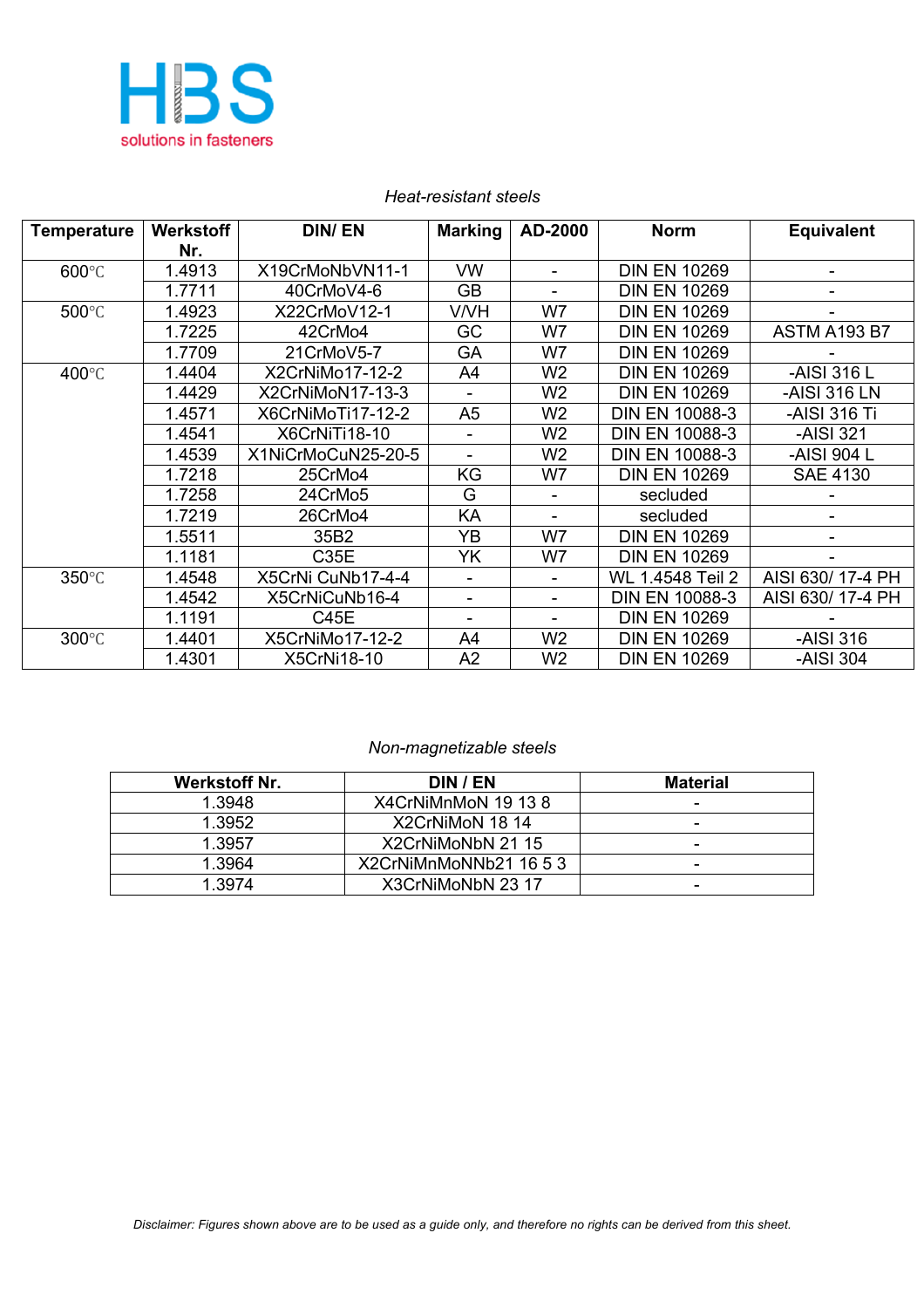*Heat-resistant steels*

| Temperature | Werkstoff Nr. | DIN/ EN | Marking | AD-2000 | Norm | Equivalent |
|---|---|---|---|---|---|---|
| 600℃ | 1.4913 | X19CrMoNbVN11-1 | VW | - | DIN EN 10269 | - |
| | 1.7711 | 40CrMoV4-6 | GB | - | DIN EN 10269 | - |
| 500℃ | 1.4923 | X22CrMoV12-1 | V/VH | W7 | DIN EN 10269 | - |
| | 1.7225 | 42CrMo4 | GC | W7 | DIN EN 10269 | ASTM A193 B7 |
| | 1.7709 | 21CrMoV5-7 | GA | W7 | DIN EN 10269 | - |
| 400℃ | 1.4404 | X2CrNiMo17-12-2 | A4 | W2 | DIN EN 10269 | -AISI 316 L |
| | 1.4429 | X2CrNiMoN17-13-3 | - | W2 | DIN EN 10269 | -AISI 316 LN |
| | 1.4571 | X6CrNiMoTi17-12-2 | A5 | W2 | DIN EN 10088-3 | -AISI 316 Ti |
| | 1.4541 | X6CrNiTi18-10 | - | W2 | DIN EN 10088-3 | -AISI 321 |
| | 1.4539 | X1NiCrMoCuN25-20-5 | - | W2 | DIN EN 10088-3 | -AISI 904 L |
| | 1.7218 | 25CrMo4 | KG | W7 | DIN EN 10269 | SAE 4130 |
| | 1.7258 | 24CrMo5 | G | - | secluded | - |
| | 1.7219 | 26CrMo4 | KA | - | secluded | - |
| | 1.5511 | 35B2 | YB | W7 | DIN EN 10269 | - |
| | 1.1181 | C35E | YK | W7 | DIN EN 10269 | - |
| 350℃ | 1.4548 | X5CrNi CuNb17-4-4 | - | - | WL 1.4548 Teil 2 | AISI 630/ 17-4 PH |
| | 1.4542 | X5CrNiCuNb16-4 | - | - | DIN EN 10088-3 | AISI 630/ 17-4 PH |
| | 1.1191 | C45E | - | - | DIN EN 10269 | - |
| 300℃ | 1.4401 | X5CrNiMo17-12-2 | A4 | W2 | DIN EN 10269 | -AISI 316 |
| | 1.4301 | X5CrNi18-10 | A2 | W2 | DIN EN 10269 | -AISI 304 |

*Non-magnetizable steels*

| Werkstoff Nr. | DIN / EN | Material |
|---|---|---|
| 1.3948 | X4CrNiMnMoN 19 13 8 | - |
| 1.3952 | X2CrNiMoN 18 14 | - |
| 1.3957 | X2CrNiMoNbN 21 15 | - |
| 1.3964 | X2CrNiMnMoNNb21 16 5 3 | - |
| 1.3974 | X3CrNiMoNbN 23 17 | - |

*Disclaimer: Figures shown above are to be used as a guide only, and therefore no rights can be derived from this sheet.*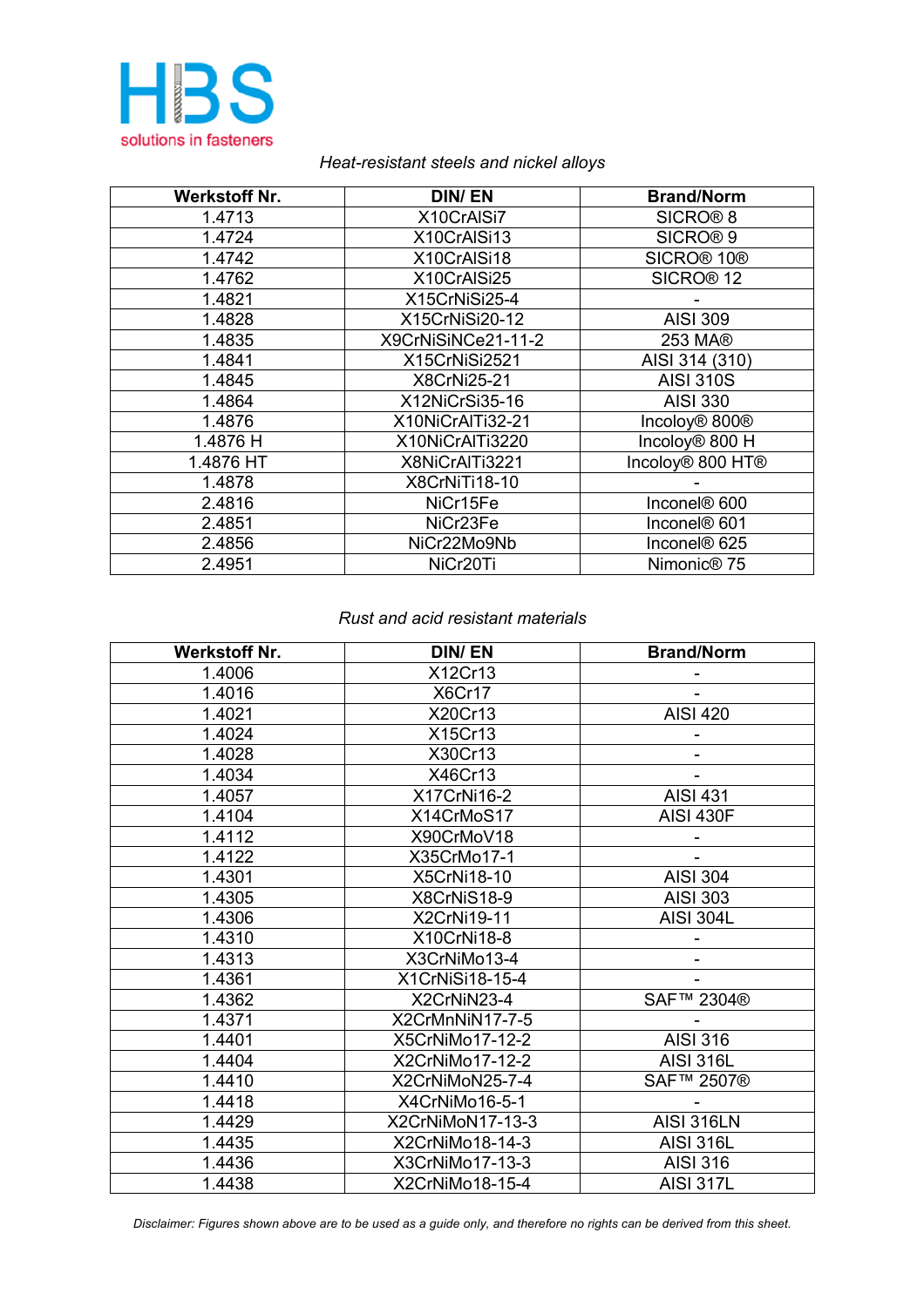HBS

solutions in fasteners

*Heat-resistant steels and nickel alloys*

| Werkstoff Nr. | DIN/ EN | Brand/Norm |
|---|---|---|
| 1.4713 | X10CrAlSi7 | SICRO® 8 |
| 1.4724 | X10CrAlSi13 | SICRO® 9 |
| 1.4742 | X10CrAlSi18 | SICRO® 10® |
| 1.4762 | X10CrAlSi25 | SICRO® 12 |
| 1.4821 | X15CrNiSi25-4 | - |
| 1.4828 | X15CrNiSi20-12 | AISI 309 |
| 1.4835 | X9CrNiSiNCe21-11-2 | 253 MA® |
| 1.4841 | X15CrNiSi2521 | AISI 314 (310) |
| 1.4845 | X8CrNi25-21 | AISI 310S |
| 1.4864 | X12NiCrSi35-16 | AISI 330 |
| 1.4876 | X10NiCrAlTi32-21 | Incoloy® 800® |
| 1.4876 H | X10NiCrAlTi3220 | Incoloy® 800 H |
| 1.4876 HT | X8NiCrAlTi3221 | Incoloy® 800 HT® |
| 1.4878 | X8CrNiTi18-10 | - |
| 2.4816 | NiCr15Fe | Inconel® 600 |
| 2.4851 | NiCr23Fe | Inconel® 601 |
| 2.4856 | NiCr22Mo9Nb | Inconel® 625 |
| 2.4951 | NiCr20Ti | Nimonic® 75 |

*Rust and acid resistant materials*

| Werkstoff Nr. | DIN/ EN | Brand/Norm |
|---|---|---|
| 1.4006 | X12Cr13 | - |
| 1.4016 | X6Cr17 | - |
| 1.4021 | X20Cr13 | AISI 420 |
| 1.4024 | X15Cr13 | - |
| 1.4028 | X30Cr13 | - |
| 1.4034 | X46Cr13 | - |
| 1.4057 | X17CrNi16-2 | AISI 431 |
| 1.4104 | X14CrMoS17 | AISI 430F |
| 1.4112 | X90CrMoV18 | - |
| 1.4122 | X35CrMo17-1 | - |
| 1.4301 | X5CrNi18-10 | AISI 304 |
| 1.4305 | X8CrNiS18-9 | AISI 303 |
| 1.4306 | X2CrNi19-11 | AISI 304L |
| 1.4310 | X10CrNi18-8 | - |
| 1.4313 | X3CrNiMo13-4 | - |
| 1.4361 | X1CrNiSi18-15-4 | - |
| 1.4362 | X2CrNiN23-4 | SAF™ 2304® |
| 1.4371 | X2CrMnNiN17-7-5 | - |
| 1.4401 | X5CrNiMo17-12-2 | AISI 316 |
| 1.4404 | X2CrNiMo17-12-2 | AISI 316L |
| 1.4410 | X2CrNiMoN25-7-4 | SAF™ 2507® |
| 1.4418 | X4CrNiMo16-5-1 | - |
| 1.4429 | X2CrNiMoN17-13-3 | AISI 316LN |
| 1.4435 | X2CrNiMo18-14-3 | AISI 316L |
| 1.4436 | X3CrNiMo17-13-3 | AISI 316 |
| 1.4438 | X2CrNiMo18-15-4 | AISI 317L |

*Disclaimer: Figures shown above are to be used as a guide only, and therefore no rights can be derived from this sheet.*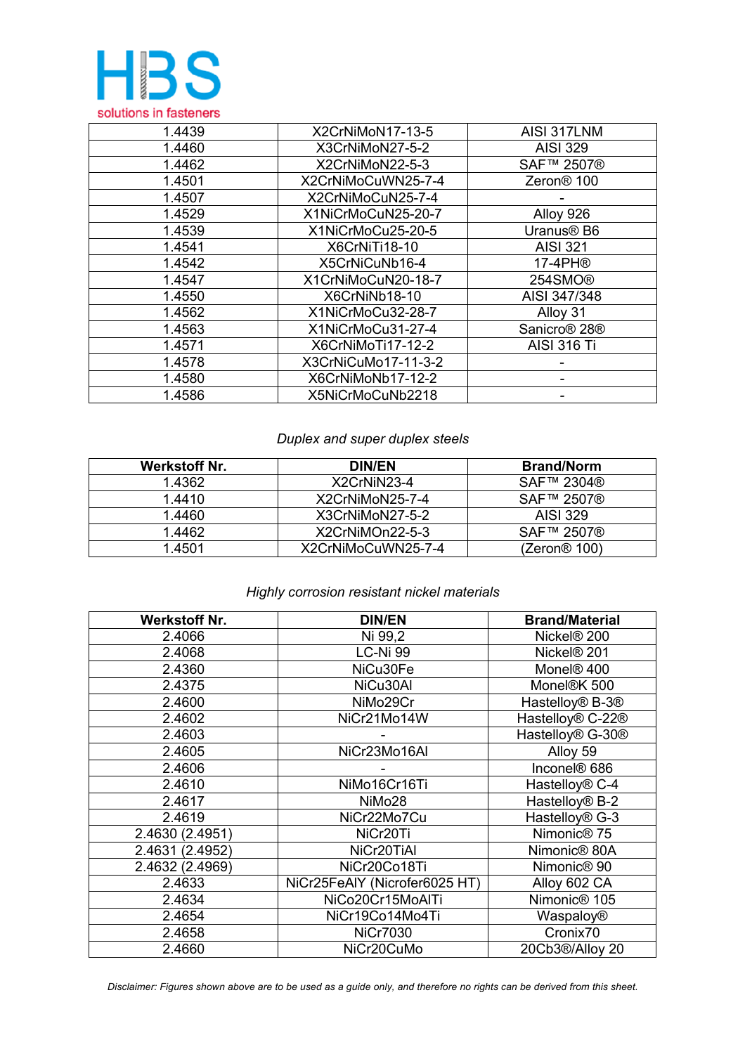| | | |
|---|---|---|
| 1.4439 | X2CrNiMoN17-13-5 | AISI 317LNM |
| 1.4460 | X3CrNiMoN27-5-2 | AISI 329 |
| 1.4462 | X2CrNiMoN22-5-3 | SAF™ 2507® |
| 1.4501 | X2CrNiMoCuWN25-7-4 | Zeron® 100 |
| 1.4507 | X2CrNiMoCuN25-7-4 | - |
| 1.4529 | X1NiCrMoCuN25-20-7 | Alloy 926 |
| 1.4539 | X1NiCrMoCu25-20-5 | Uranus® B6 |
| 1.4541 | X6CrNiTi18-10 | AISI 321 |
| 1.4542 | X5CrNiCuNb16-4 | 17-4PH® |
| 1.4547 | X1CrNiMoCuN20-18-7 | 254SMO® |
| 1.4550 | X6CrNiNb18-10 | AISI 347/348 |
| 1.4562 | X1NiCrMoCu32-28-7 | Alloy 31 |
| 1.4563 | X1NiCrMoCu31-27-4 | Sanicro® 28® |
| 1.4571 | X6CrNiMoTi17-12-2 | AISI 316 Ti |
| 1.4578 | X3CrNiCuMo17-11-3-2 | - |
| 1.4580 | X6CrNiMoNb17-12-2 | - |
| 1.4586 | X5NiCrMoCuNb2218 | - |

*Duplex and super duplex steels*

| Werkstoff Nr. | DIN/EN | Brand/Norm |
|---|---|---|
| 1.4362 | X2CrNiN23-4 | SAF™ 2304® |
| 1.4410 | X2CrNiMoN25-7-4 | SAF™ 2507® |
| 1.4460 | X3CrNiMoN27-5-2 | AISI 329 |
| 1.4462 | X2CrNiMOn22-5-3 | SAF™ 2507® |
| 1.4501 | X2CrNiMoCuWN25-7-4 | (Zeron® 100) |

*Highly corrosion resistant nickel materials*

| Werkstoff Nr. | DIN/EN | Brand/Material |
|---|---|---|
| 2.4066 | Ni 99,2 | Nickel® 200 |
| 2.4068 | LC-Ni 99 | Nickel® 201 |
| 2.4360 | NiCu30Fe | Monel® 400 |
| 2.4375 | NiCu30Al | Monel®K 500 |
| 2.4600 | NiMo29Cr | Hastelloy® B-3® |
| 2.4602 | NiCr21Mo14W | Hastelloy® C-22® |
| 2.4603 | - | Hastelloy® G-30® |
| 2.4605 | NiCr23Mo16Al | Alloy 59 |
| 2.4606 | - | Inconel® 686 |
| 2.4610 | NiMo16Cr16Ti | Hastelloy® C-4 |
| 2.4617 | NiMo28 | Hastelloy® B-2 |
| 2.4619 | NiCr22Mo7Cu | Hastelloy® G-3 |
| 2.4630 (2.4951) | NiCr20Ti | Nimonic® 75 |
| 2.4631 (2.4952) | NiCr20TiAl | Nimonic® 80A |
| 2.4632 (2.4969) | NiCr20Co18Ti | Nimonic® 90 |
| 2.4633 | NiCr25FeAlY (Nicrofer6025 HT) | Alloy 602 CA |
| 2.4634 | NiCo20Cr15MoAlTi | Nimonic® 105 |
| 2.4654 | NiCr19Co14Mo4Ti | Waspaloy® |
| 2.4658 | NiCr7030 | Cronix70 |
| 2.4660 | NiCr20CuMo | 20Cb3®/Alloy 20 |

*Disclaimer: Figures shown above are to be used as a guide only, and therefore no rights can be derived from this sheet.*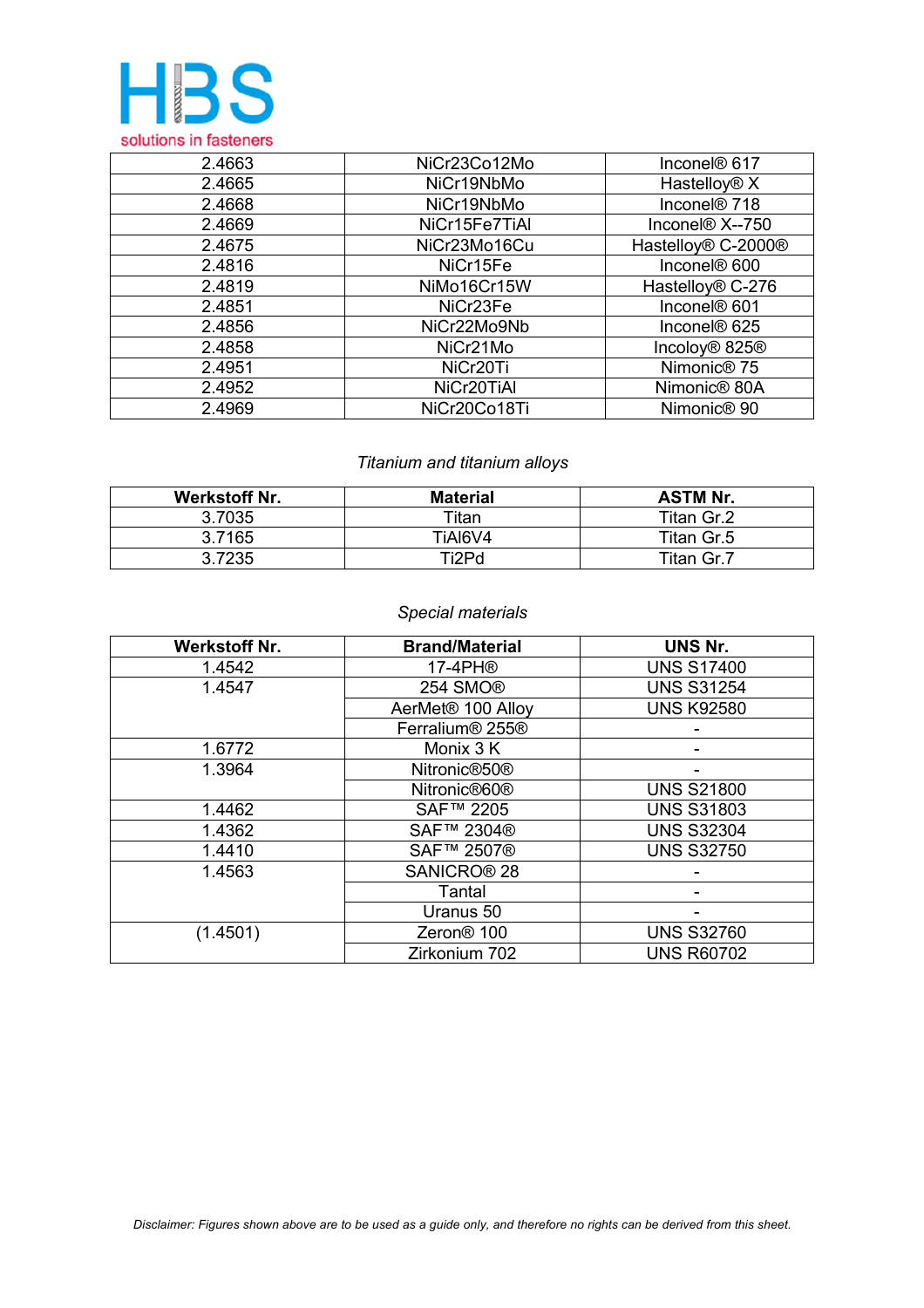| | | |
|---|---|---|
| 2.4663 | NiCr23Co12Mo | Inconel® 617 |
| 2.4665 | NiCr19NbMo | Hastelloy® X |
| 2.4668 | NiCr19NbMo | Inconel® 718 |
| 2.4669 | NiCr15Fe7TiAl | Inconel® X--750 |
| 2.4675 | NiCr23Mo16Cu | Hastelloy® C-2000® |
| 2.4816 | NiCr15Fe | Inconel® 600 |
| 2.4819 | NiMo16Cr15W | Hastelloy® C-276 |
| 2.4851 | NiCr23Fe | Inconel® 601 |
| 2.4856 | NiCr22Mo9Nb | Inconel® 625 |
| 2.4858 | NiCr21Mo | Incoloy® 825® |
| 2.4951 | NiCr20Ti | Nimonic® 75 |
| 2.4952 | NiCr20TiAl | Nimonic® 80A |
| 2.4969 | NiCr20Co18Ti | Nimonic® 90 |

*Titanium and titanium alloys*

| Werkstoff Nr. | Material | ASTM Nr. |
|---|---|---|
| 3.7035 | Titan | Titan Gr.2 |
| 3.7165 | TiAl6V4 | Titan Gr.5 |
| 3.7235 | Ti2Pd | Titan Gr.7 |

*Special materials*

| Werkstoff Nr. | Brand/Material | UNS Nr. |
|---|---|---|
| 1.4542 | 17-4PH® | UNS S17400 |
| 1.4547 | 254 SMO® | UNS S31254 |
| | AerMet® 100 Alloy | UNS K92580 |
| | Ferralium® 255® | - |
| 1.6772 | Monix 3 K | - |
| 1.3964 | Nitronic®50® | - |
| | Nitronic®60® | UNS S21800 |
| 1.4462 | SAF™ 2205 | UNS S31803 |
| 1.4362 | SAF™ 2304® | UNS S32304 |
| 1.4410 | SAF™ 2507® | UNS S32750 |
| 1.4563 | SANICRO® 28 | - |
| | Tantal | - |
| | Uranus 50 | - |
| (1.4501) | Zeron® 100 | UNS S32760 |
| | Zirkonium 702 | UNS R60702 |

*Disclaimer: Figures shown above are to be used as a guide only, and therefore no rights can be derived from this sheet.*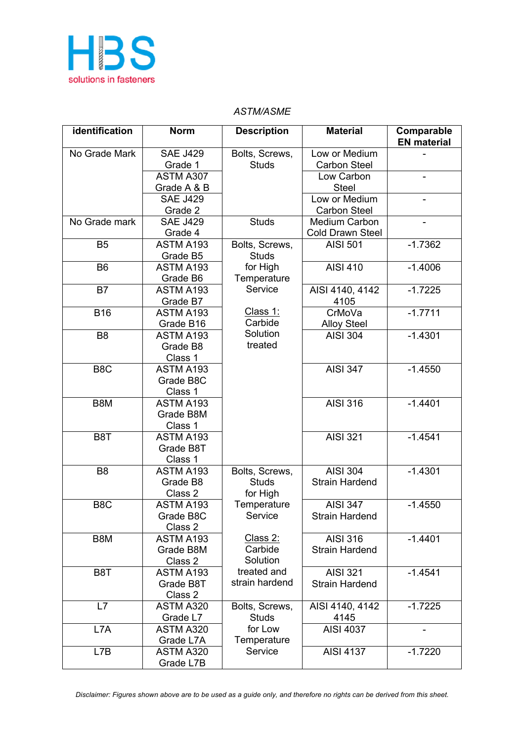*ASTM/ASME*

| identification | Norm | Description | Material | Comparable EN material |
|---|---|---|---|---|
| No Grade Mark | SAE J429 Grade 1 | Bolts, Screws, Studs | Low or Medium Carbon Steel | - |
| | ASTM A307 Grade A & B | | Low Carbon Steel | - |
| | SAE J429 Grade 2 | | Low or Medium Carbon Steel | - |
| No Grade mark | SAE J429 Grade 4 | Studs | Medium Carbon Cold Drawn Steel | - |
| B5 | ASTM A193 Grade B5 | Bolts, Screws, Studs for High Temperature Service<br><br>Class 1: Carbide Solution treated | AISI 501 | -1.7362 |
| B6 | ASTM A193 Grade B6 | | AISI 410 | -1.4006 |
| B7 | ASTM A193 Grade B7 | | AISI 4140, 4142 4105 | -1.7225 |
| B16 | ASTM A193 Grade B16 | | CrMoVa Alloy Steel | -1.7711 |
| B8 | ASTM A193 Grade B8 Class 1 | | AISI 304 | -1.4301 |
| B8C | ASTM A193 Grade B8C Class 1 | | AISI 347 | -1.4550 |
| B8M | ASTM A193 Grade B8M Class 1 | | AISI 316 | -1.4401 |
| B8T | ASTM A193 Grade B8T Class 1 | | AISI 321 | -1.4541 |
| B8 | ASTM A193 Grade B8 Class 2 | Bolts, Screws, Studs for High Temperature Service<br><br>Class 2: Carbide Solution treated and strain hardend | AISI 304 Strain Hardend | -1.4301 |
| B8C | ASTM A193 Grade B8C Class 2 | | AISI 347 Strain Hardend | -1.4550 |
| B8M | ASTM A193 Grade B8M Class 2 | | AISI 316 Strain Hardend | -1.4401 |
| B8T | ASTM A193 Grade B8T Class 2 | | AISI 321 Strain Hardend | -1.4541 |
| L7 | ASTM A320 Grade L7 | Bolts, Screws, Studs for Low Temperature Service | AISI 4140, 4142 4145 | -1.7225 |
| L7A | ASTM A320 Grade L7A | | AISI 4037 | - |
| L7B | ASTM A320 Grade L7B | | AISI 4137 | -1.7220 |

*Disclaimer: Figures shown above are to be used as a guide only, and therefore no rights can be derived from this sheet.*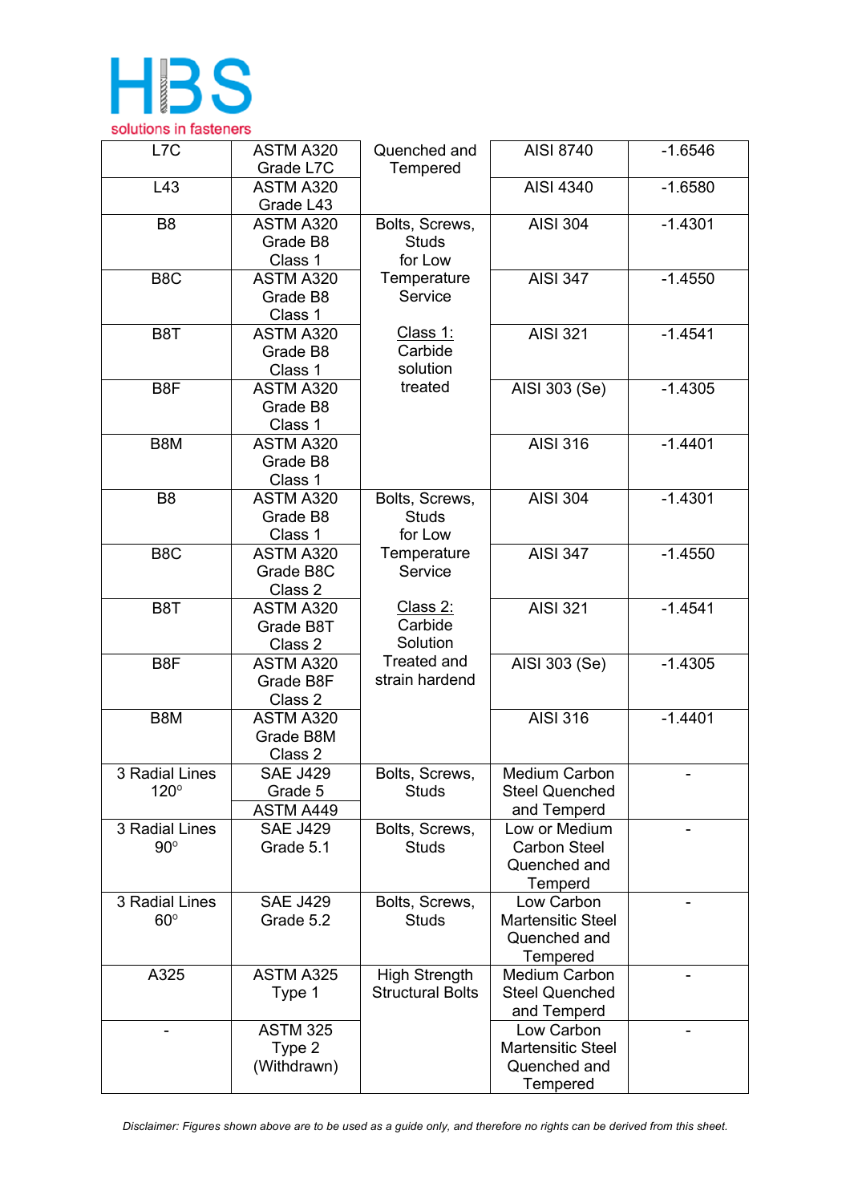| L7C | ASTM A320 Grade L7C | Quenched and Tempered | AISI 8740 | -1.6546 |
|---|---|---|---|---|
| L43 | ASTM A320 Grade L43 | | AISI 4340 | -1.6580 |
| B8 | ASTM A320 Grade B8 Class 1 | Bolts, Screws, Studs for Low Temperature Service<br><br>Class 1: Carbide solution treated | AISI 304 | -1.4301 |
| B8C | ASTM A320 Grade B8 Class 1 | | AISI 347 | -1.4550 |
| B8T | ASTM A320 Grade B8 Class 1 | | AISI 321 | -1.4541 |
| B8F | ASTM A320 Grade B8 Class 1 | | AISI 303 (Se) | -1.4305 |
| B8M | ASTM A320 Grade B8 Class 1 | | AISI 316 | -1.4401 |
| B8 | ASTM A320 Grade B8 Class 1 | Bolts, Screws, Studs for Low Temperature Service<br><br>Class 2: Carbide Solution Treated and strain hardend | AISI 304 | -1.4301 |
| B8C | ASTM A320 Grade B8C Class 2 | | AISI 347 | -1.4550 |
| B8T | ASTM A320 Grade B8T Class 2 | | AISI 321 | -1.4541 |
| B8F | ASTM A320 Grade B8F Class 2 | | AISI 303 (Se) | -1.4305 |
| B8M | ASTM A320 Grade B8M Class 2 | | AISI 316 | -1.4401 |
| 3 Radial Lines 120° | SAE J429 Grade 5<br>ASTM A449 | Bolts, Screws, Studs | Medium Carbon Steel Quenched and Temperd | - |
| 3 Radial Lines 90° | SAE J429 Grade 5.1 | Bolts, Screws, Studs | Low or Medium Carbon Steel Quenched and Temperd | - |
| 3 Radial Lines 60° | SAE J429 Grade 5.2 | Bolts, Screws, Studs | Low Carbon Martensitic Steel Quenched and Tempered | - |
| A325 | ASTM A325 Type 1 | High Strength Structural Bolts | Medium Carbon Steel Quenched and Tempered | - |
| - | ASTM 325 Type 2 (Withdrawn) | | Low Carbon Martensitic Steel Quenched and Tempered | - |

*Disclaimer: Figures shown above are to be used as a guide only, and therefore no rights can be derived from this sheet.*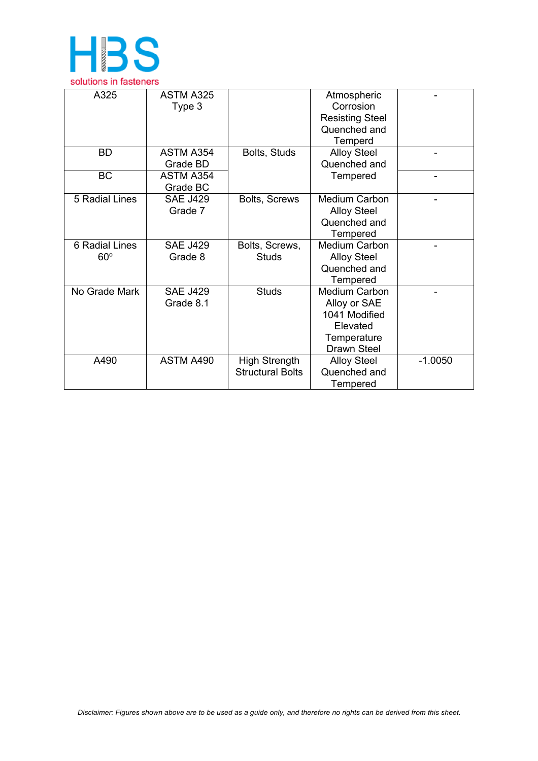| | | | | |
|---|---|---|---|---|
| A325 | ASTM A325 Type 3 | | Atmospheric Corrosion Resisting Steel Quenched and Temperd | - |
| BD | ASTM A354 Grade BD | Bolts, Studs | Alloy Steel Quenched and Tempered | - |
| BC | ASTM A354 Grade BC | | | - |
| 5 Radial Lines | SAE J429 Grade 7 | Bolts, Screws | Medium Carbon Alloy Steel Quenched and Tempered | - |
| 6 Radial Lines 60° | SAE J429 Grade 8 | Bolts, Screws, Studs | Medium Carbon Alloy Steel Quenched and Tempered | - |
| No Grade Mark | SAE J429 Grade 8.1 | Studs | Medium Carbon Alloy or SAE 1041 Modified Elevated Temperature Drawn Steel | - |
| A490 | ASTM A490 | High Strength Structural Bolts | Alloy Steel Quenched and Tempered | -1.0050 |

*Disclaimer: Figures shown above are to be used as a guide only, and therefore no rights can be derived from this sheet.*